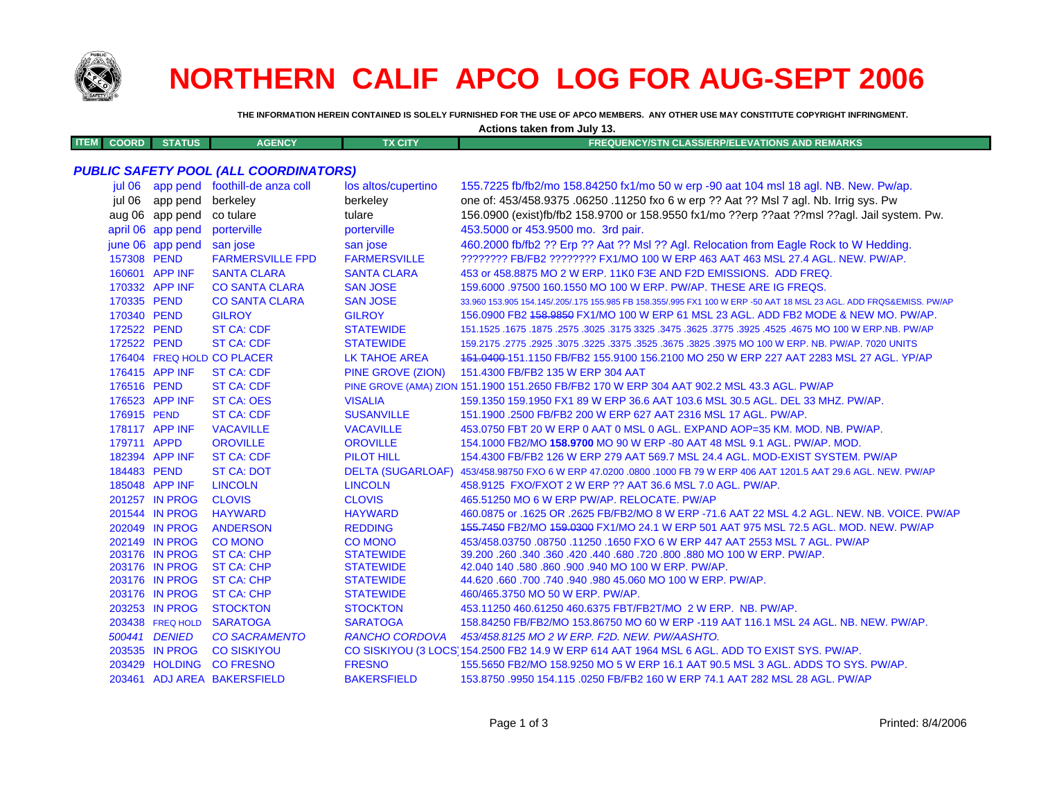# NORTHERN CALIF APCO LOG FOR AUG-SEPT 2006

**THE INFORMATION HEREIN CONTAINED IS SOLELY FURNISHED FOR THE USE OF APCO MEMBERS. ANY OTHER USE MAY CONSTITUTE COPYRIGHT INFRINGMENT.**

**Actions taken from July 13.**

## *PUBLIC SAFETY POOL (ALL COORDINATORS)*

| ITEM | COORD | STATUS | AGENCY | TX CITY | FREQUENCY/STN CLASS/ERP/ELEVATIONS AND REMARKS |
|---|---|---|---|---|---|
| | jul 06 | app pend | foothill-de anza coll | los altos/cupertino | 155.7225 fb/fb2/mo 158.84250 fx1/mo 50 w erp -90 aat 104 msl 18 agl. NB. New. Pw/ap. |
| | jul 06 | app pend | berkeley | berkeley | one of: 453/458.9375 .06250 .11250 fxo 6 w erp ?? Aat ?? Msl 7 agl. Nb. Irrig sys. Pw |
| | aug 06 | app pend | co tulare | tulare | 156.0900 (exist)fb/fb2 158.9700 or 158.9550 fx1/mo ??erp ??aat ??msl ??agl. Jail system. Pw. |
| | april 06 | app pend | porterville | porterville | 453.5000 or 453.9500 mo. 3rd pair. |
| | june 06 | app pend | san jose | san jose | 460.2000 fb/fb2 ?? Erp ?? Aat ?? Msl ?? Agl. Relocation from Eagle Rock to W Hedding. |
| | 157308 | PEND | FARMERSVILLE FPD | FARMERSVILLE | ???????? FB/FB2 ???????? FX1/MO 100 W ERP 463 AAT 463 MSL 27.4 AGL. NEW. PW/AP. |
| | 160601 | APP INF | SANTA CLARA | SANTA CLARA | 453 or 458.8875 MO 2 W ERP. 11K0 F3E AND F2D EMISSIONS. ADD FREQ. |
| | 170332 | APP INF | CO SANTA CLARA | SAN JOSE | 159.6000 .97500 160.1550 MO 100 W ERP. PW/AP. THESE ARE IG FREQS. |
| | 170335 | PEND | CO SANTA CLARA | SAN JOSE | 33.960 153.905 154.145/.205/.175 155.985 FB 158.355/.995 FX1 100 W ERP -50 AAT 18 MSL 23 AGL. ADD FRQS&EMISS. PW/AP |
| | 170340 | PEND | GILROY | GILROY | 156.0900 FB2 ~~158.9850~~ FX1/MO 100 W ERP 61 MSL 23 AGL. ADD FB2 MODE & NEW MO. PW/AP. |
| | 172522 | PEND | ST CA: CDF | STATEWIDE | 151.1525 .1675 .1875 .2575 .3025 .3175 3325 .3475 .3625 .3775 .3925 .4525 .4675 MO 100 W ERP.NB. PW/AP |
| | 172522 | PEND | ST CA: CDF | STATEWIDE | 159.2175 .2775 .2925 .3075 .3225 .3375 .3525 .3675 .3825 .3975 MO 100 W ERP. NB. PW/AP. 7020 UNITS |
| | 176404 | FREQ HOLD | CO PLACER | LK TAHOE AREA | ~~151.0400~~ 151.1150 FB/FB2 155.9100 156.2100 MO 250 W ERP 227 AAT 2283 MSL 27 AGL. YP/AP |
| | 176415 | APP INF | ST CA: CDF | PINE GROVE (ZION) | 151.4300 FB/FB2 135 W ERP 304 AAT |
| | 176516 | PEND | ST CA: CDF | PINE GROVE (AMA) ZION | 151.1900 151.2650 FB/FB2 170 W ERP 304 AAT 902.2 MSL 43.3 AGL. PW/AP |
| | 176523 | APP INF | ST CA: OES | VISALIA | 159.1350 159.1950 FX1 89 W ERP 36.6 AAT 103.6 MSL 30.5 AGL. DEL 33 MHZ. PW/AP. |
| | 176915 | PEND | ST CA: CDF | SUSANVILLE | 151.1900 .2500 FB/FB2 200 W ERP 627 AAT 2316 MSL 17 AGL. PW/AP. |
| | 178117 | APP INF | VACAVILLE | VACAVILLE | 453.0750 FBT 20 W ERP 0 AAT 0 MSL 0 AGL. EXPAND AOP=35 KM. MOD. NB. PW/AP. |
| | 179711 | APPD | OROVILLE | OROVILLE | 154.1000 FB2/MO **158.9700** MO 90 W ERP -80 AAT 48 MSL 9.1 AGL. PW/AP. MOD. |
| | 182394 | APP INF | ST CA: CDF | PILOT HILL | 154.4300 FB/FB2 126 W ERP 279 AAT 569.7 MSL 24.4 AGL. MOD-EXIST SYSTEM. PW/AP |
| | 184483 | PEND | ST CA: DOT | DELTA (SUGARLOAF) | 453/458.98750 FXO 6 W ERP 47.0200 .0800 .1000 FB 79 W ERP 406 AAT 1201.5 AAT 29.6 AGL. NEW. PW/AP |
| | 185048 | APP INF | LINCOLN | LINCOLN | 458.9125 FXO/FXOT 2 W ERP ?? AAT 36.6 MSL 7.0 AGL. PW/AP. |
| | 201257 | IN PROG | CLOVIS | CLOVIS | 465.51250 MO 6 W ERP PW/AP. RELOCATE. PW/AP |
| | 201544 | IN PROG | HAYWARD | HAYWARD | 460.0875 or .1625 OR .2625 FB/FB2/MO 8 W ERP -71.6 AAT 22 MSL 4.2 AGL. NEW. NB. VOICE. PW/AP |
| | 202049 | IN PROG | ANDERSON | REDDING | ~~155.7450~~ FB2/MO ~~159.0300~~ FX1/MO 24.1 W ERP 501 AAT 975 MSL 72.5 AGL. MOD. NEW. PW/AP |
| | 202149 | IN PROG | CO MONO | CO MONO | 453/458.03750 .08750 .11250 .1650 FXO 6 W ERP 447 AAT 2553 MSL 7 AGL. PW/AP |
| | 203176 | IN PROG | ST CA: CHP | STATEWIDE | 39.200 .260 .340 .360 .420 .440 .680 .720 .800 .880 MO 100 W ERP. PW/AP. |
| | 203176 | IN PROG | ST CA: CHP | STATEWIDE | 42.040 140 .580 .860 .900 .940 MO 100 W ERP. PW/AP. |
| | 203176 | IN PROG | ST CA: CHP | STATEWIDE | 44.620 .660 .700 .740 .940 .980 45.060 MO 100 W ERP. PW/AP. |
| | 203176 | IN PROG | ST CA: CHP | STATEWIDE | 460/465.3750 MO 50 W ERP. PW/AP. |
| | 203253 | IN PROG | STOCKTON | STOCKTON | 453.11250 460.61250 460.6375 FBT/FB2T/MO 2 W ERP. NB. PW/AP. |
| | 203438 | FREQ HOLD | SARATOGA | SARATOGA | 158.84250 FB/FB2/MO 153.86750 MO 60 W ERP -119 AAT 116.1 MSL 24 AGL. NB. NEW. PW/AP. |
| | *500441* | *DENIED* | *CO SACRAMENTO* | *RANCHO CORDOVA* | *453/458.8125 MO 2 W ERP. F2D. NEW. PW/AASHTO.* |
| | 203535 | IN PROG | CO SISKIYOU | CO SISKIYOU (3 LOCS) | 154.2500 FB2 14.9 W ERP 614 AAT 1964 MSL 6 AGL. ADD TO EXIST SYS. PW/AP. |
| | 203429 | HOLDING | CO FRESNO | FRESNO | 155.5650 FB2/MO 158.9250 MO 5 W ERP 16.1 AAT 90.5 MSL 3 AGL. ADDS TO SYS. PW/AP. |
| | 203461 | ADJ AREA | BAKERSFIELD | BAKERSFIELD | 153.8750 .9950 154.115 .0250 FB/FB2 160 W ERP 74.1 AAT 282 MSL 28 AGL. PW/AP |

Printed: 8/4/2006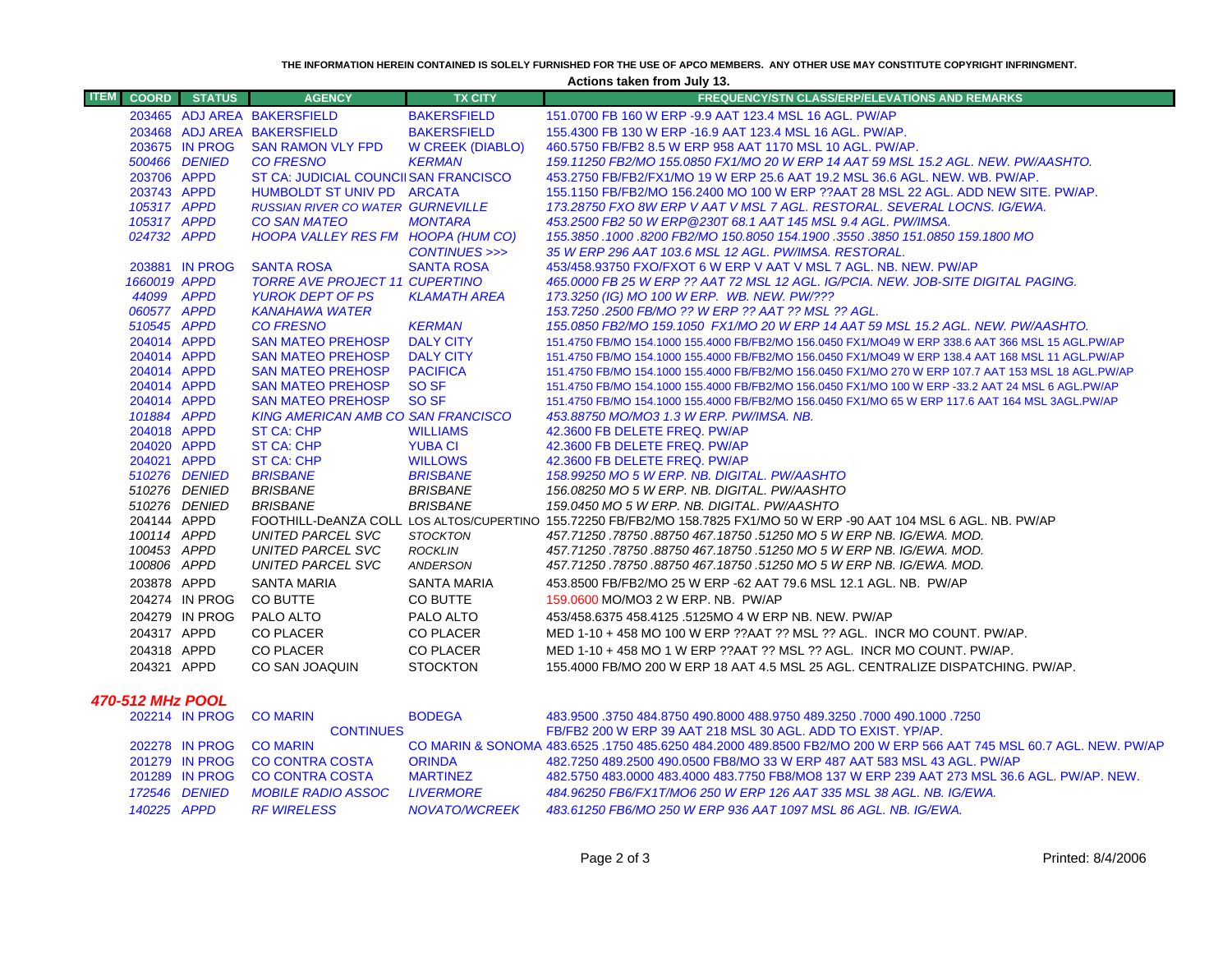THE INFORMATION HEREIN CONTAINED IS SOLELY FURNISHED FOR THE USE OF APCO MEMBERS. ANY OTHER USE MAY CONSTITUTE COPYRIGHT INFRINGMENT.

Actions taken from July 13.

| ITEM | COORD | STATUS | AGENCY | TX CITY | FREQUENCY/STN CLASS/ERP/ELEVATIONS AND REMARKS |
|---|---|---|---|---|---|
| | 203465 | ADJ AREA | BAKERSFIELD | BAKERSFIELD | 151.0700 FB 160 W ERP -9.9 AAT 123.4 MSL 16 AGL. PW/AP |
| | 203468 | ADJ AREA | BAKERSFIELD | BAKERSFIELD | 155.4300 FB 130 W ERP -16.9 AAT 123.4 MSL 16 AGL. PW/AP. |
| | 203675 | IN PROG | SAN RAMON VLY FPD | W CREEK (DIABLO) | 460.5750 FB/FB2 8.5 W ERP 958 AAT 1170 MSL 10 AGL. PW/AP. |
| | 500466 | DENIED | CO FRESNO | KERMAN | 159.11250 FB2/MO 155.0850 FX1/MO 20 W ERP 14 AAT 59 MSL 15.2 AGL. NEW. PW/AASHTO. |
| | 203706 | APPD | ST CA: JUDICIAL COUNCIL | SAN FRANCISCO | 453.2750 FB/FB2/FX1/MO 19 W ERP 25.6 AAT 19.2 MSL 36.6 AGL. NEW. WB. PW/AP. |
| | 203743 | APPD | HUMBOLDT ST UNIV PD | ARCATA | 155.1150 FB/FB2/MO 156.2400 MO 100 W ERP ??AAT 28 MSL 22 AGL. ADD NEW SITE. PW/AP. |
| | 105317 | APPD | RUSSIAN RIVER CO WATER | GURNEVILLE | 173.28750 FXO 8W ERP V AAT V MSL 7 AGL. RESTORAL. SEVERAL LOCNS. IG/EWA. |
| | 105317 | APPD | CO SAN MATEO | MONTARA | 453.2500 FB2 50 W ERP@230T 68.1 AAT 145 MSL 9.4 AGL. PW/IMSA. |
| | 024732 | APPD | HOOPA VALLEY RES FM | HOOPA (HUM CO) | 155.3850 .1000 .8200 FB2/MO 150.8050 154.1900 .3550 .3850 151.0850 159.1800 MO |
| | | | | CONTINUES >>> | 35 W ERP 296 AAT 103.6 MSL 12 AGL. PW/IMSA. RESTORAL. |
| | 203881 | IN PROG | SANTA ROSA | SANTA ROSA | 453/458.93750 FXO/FXOT 6 W ERP V AAT V MSL 7 AGL. NB. NEW. PW/AP |
| | 1660019 | APPD | TORRE AVE PROJECT 11 | CUPERTINO | 465.0000 FB 25 W ERP ?? AAT 72 MSL 12 AGL. IG/PCIA. NEW. JOB-SITE DIGITAL PAGING. |
| | 44099 | APPD | YUROK DEPT OF PS | KLAMATH AREA | 173.3250 (IG) MO 100 W ERP. WB. NEW. PW/??? |
| | 060577 | APPD | KANAHAWA WATER | | 153.7250 .2500 FB/MO ?? W ERP ?? AAT ?? MSL ?? AGL. |
| | 510545 | APPD | CO FRESNO | KERMAN | 155.0850 FB2/MO 159.1050 FX1/MO 20 W ERP 14 AAT 59 MSL 15.2 AGL. NEW. PW/AASHTO. |
| | 204014 | APPD | SAN MATEO PREHOSP | DALY CITY | 151.4750 FB/MO 154.1000 155.4000 FB/FB2/MO 156.0450 FX1/MO49 W ERP 338.6 AAT 366 MSL 15 AGL.PW/AP |
| | 204014 | APPD | SAN MATEO PREHOSP | DALY CITY | 151.4750 FB/MO 154.1000 155.4000 FB/FB2/MO 156.0450 FX1/MO49 W ERP 138.4 AAT 168 MSL 11 AGL.PW/AP |
| | 204014 | APPD | SAN MATEO PREHOSP | PACIFICA | 151.4750 FB/MO 154.1000 155.4000 FB/FB2/MO 156.0450 FX1/MO 270 W ERP 107.7 AAT 153 MSL 18 AGL.PW/AP |
| | 204014 | APPD | SAN MATEO PREHOSP | SO SF | 151.4750 FB/MO 154.1000 155.4000 FB/FB2/MO 156.0450 FX1/MO 100 W ERP -33.2 AAT 24 MSL 6 AGL.PW/AP |
| | 204014 | APPD | SAN MATEO PREHOSP | SO SF | 151.4750 FB/MO 154.1000 155.4000 FB/FB2/MO 156.0450 FX1/MO 65 W ERP 117.6 AAT 164 MSL 3AGL.PW/AP |
| | 101884 | APPD | KING AMERICAN AMB CO | SAN FRANCISCO | 453.88750 MO/MO3 1.3 W ERP. PW/IMSA. NB. |
| | 204018 | APPD | ST CA: CHP | WILLIAMS | 42.3600 FB DELETE FREQ. PW/AP |
| | 204020 | APPD | ST CA: CHP | YUBA CI | 42.3600 FB DELETE FREQ. PW/AP |
| | 204021 | APPD | ST CA: CHP | WILLOWS | 42.3600 FB DELETE FREQ. PW/AP |
| | 510276 | DENIED | BRISBANE | BRISBANE | 158.99250 MO 5 W ERP. NB. DIGITAL. PW/AASHTO |
| | 510276 | DENIED | BRISBANE | BRISBANE | 156.08250 MO 5 W ERP. NB. DIGITAL. PW/AASHTO |
| | 510276 | DENIED | BRISBANE | BRISBANE | 159.0450 MO 5 W ERP. NB. DIGITAL. PW/AASHTO |
| | 204144 | APPD | FOOTHILL-DeANZA COLL | LOS ALTOS/CUPERTINO | 155.72250 FB/FB2/MO 158.7825 FX1/MO 50 W ERP -90 AAT 104 MSL 6 AGL. NB. PW/AP |
| | 100114 | APPD | UNITED PARCEL SVC | STOCKTON | 457.71250 .78750 .88750 467.18750 .51250 MO 5 W ERP NB. IG/EWA. MOD. |
| | 100453 | APPD | UNITED PARCEL SVC | ROCKLIN | 457.71250 .78750 .88750 467.18750 .51250 MO 5 W ERP NB. IG/EWA. MOD. |
| | 100806 | APPD | UNITED PARCEL SVC | ANDERSON | 457.71250 .78750 .88750 467.18750 .51250 MO 5 W ERP NB. IG/EWA. MOD. |
| | 203878 | APPD | SANTA MARIA | SANTA MARIA | 453.8500 FB/FB2/MO 25 W ERP -62 AAT 79.6 MSL 12.1 AGL. NB. PW/AP |
| | 204274 | IN PROG | CO BUTTE | CO BUTTE | 159.0600 MO/MO3 2 W ERP. NB. PW/AP |
| | 204279 | IN PROG | PALO ALTO | PALO ALTO | 453/458.6375 458.4125 .5125MO 4 W ERP NB. NEW. PW/AP |
| | 204317 | APPD | CO PLACER | CO PLACER | MED 1-10 + 458 MO 100 W ERP ??AAT ?? MSL ?? AGL. INCR MO COUNT. PW/AP. |
| | 204318 | APPD | CO PLACER | CO PLACER | MED 1-10 + 458 MO 1 W ERP ??AAT ?? MSL ?? AGL. INCR MO COUNT. PW/AP. |
| | 204321 | APPD | CO SAN JOAQUIN | STOCKTON | 155.4000 FB/MO 200 W ERP 18 AAT 4.5 MSL 25 AGL. CENTRALIZE DISPATCHING. PW/AP. |

## 470-512 MHz POOL

| ITEM | COORD | STATUS | AGENCY | TX CITY | FREQUENCY/STN CLASS/ERP/ELEVATIONS AND REMARKS |
|---|---|---|---|---|---|
| | 202214 | IN PROG | CO MARIN | BODEGA | 483.9500 .3750 484.8750 490.8000 488.9750 489.3250 .7000 490.1000 .7250 |
| | | | CONTINUES | | FB/FB2 200 W ERP 39 AAT 218 MSL 30 AGL. ADD TO EXIST. YP/AP. |
| | 202278 | IN PROG | CO MARIN | CO MARIN & SONOMA | 483.6525 .1750 485.6250 484.2000 489.8500 FB2/MO 200 W ERP 566 AAT 745 MSL 60.7 AGL. NEW. PW/AP |
| | 201279 | IN PROG | CO CONTRA COSTA | ORINDA | 482.7250 489.2500 490.0500 FB8/MO 33 W ERP 487 AAT 583 MSL 43 AGL. PW/AP |
| | 201289 | IN PROG | CO CONTRA COSTA | MARTINEZ | 482.5750 483.0000 483.4000 483.7750 FB8/MO8 137 W ERP 239 AAT 273 MSL 36.6 AGL. PW/AP. NEW. |
| | 172546 | DENIED | MOBILE RADIO ASSOC | LIVERMORE | 484.96250 FB6/FX1T/MO6 250 W ERP 126 AAT 335 MSL 38 AGL. NB. IG/EWA. |
| | 140225 | APPD | RF WIRELESS | NOVATO/WCREEK | 483.61250 FB6/MO 250 W ERP 936 AAT 1097 MSL 86 AGL. NB. IG/EWA. |

Printed: 8/4/2006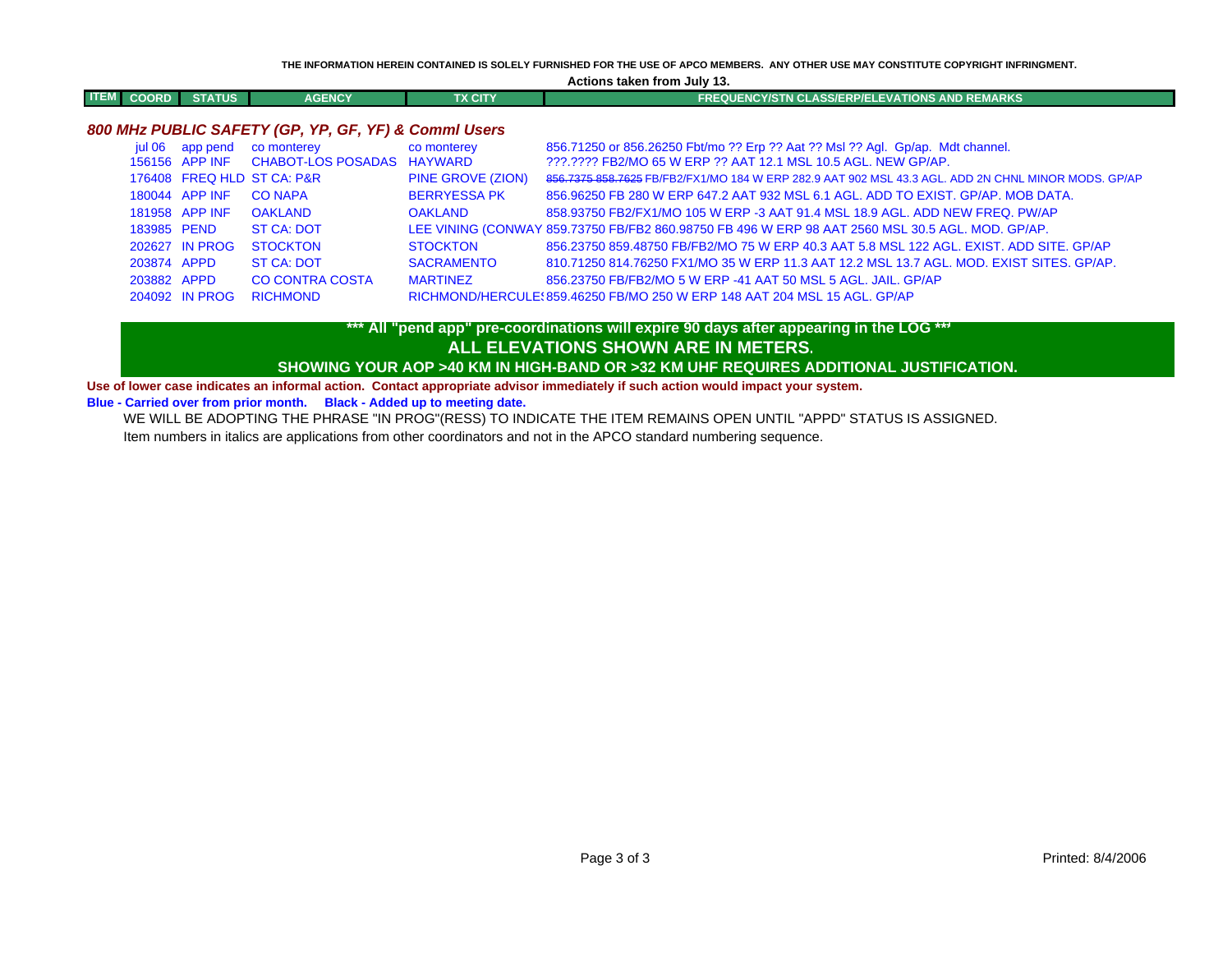THE INFORMATION HEREIN CONTAINED IS SOLELY FURNISHED FOR THE USE OF APCO MEMBERS. ANY OTHER USE MAY CONSTITUTE COPYRIGHT INFRINGMENT.

**Actions taken from July 13.**

| ITEM | COORD | STATUS | AGENCY | TX CITY | FREQUENCY/STN CLASS/ERP/ELEVATIONS AND REMARKS |
|---|---|---|---|---|---|
| ***800 MHz PUBLIC SAFETY (GP, YP, GF, YF) & Comml Users*** | | | | | |
| | jul 06 | app pend | co monterey | co monterey | 856.71250 or 856.26250 Fbt/mo ?? Erp ?? Aat ?? Msl ?? Agl. Gp/ap. Mdt channel. |
| | 156156 | APP INF | CHABOT-LOS POSADAS | HAYWARD | ???.???? FB2/MO 65 W ERP ?? AAT 12.1 MSL 10.5 AGL. NEW GP/AP. |
| | 176408 | FREQ HLD | ST CA: P&R | PINE GROVE (ZION) | ~~856.7375 858.7625~~ FB/FB2/FX1/MO 184 W ERP 282.9 AAT 902 MSL 43.3 AGL. ADD 2N CHNL MINOR MODS. GP/AP |
| | 180044 | APP INF | CO NAPA | BERRYESSA PK | 856.96250 FB 280 W ERP 647.2 AAT 932 MSL 6.1 AGL. ADD TO EXIST. GP/AP. MOB DATA. |
| | 181958 | APP INF | OAKLAND | OAKLAND | 858.93750 FB2/FX1/MO 105 W ERP -3 AAT 91.4 MSL 18.9 AGL. ADD NEW FREQ. PW/AP |
| | 183985 | PEND | ST CA: DOT | LEE VINING (CONWAY | 859.73750 FB/FB2 860.98750 FB 496 W ERP 98 AAT 2560 MSL 30.5 AGL. MOD. GP/AP. |
| | 202627 | IN PROG | STOCKTON | STOCKTON | 856.23750 859.48750 FB/FB2/MO 75 W ERP 40.3 AAT 5.8 MSL 122 AGL. EXIST. ADD SITE. GP/AP |
| | 203874 | APPD | ST CA: DOT | SACRAMENTO | 810.71250 814.76250 FX1/MO 35 W ERP 11.3 AAT 12.2 MSL 13.7 AGL. MOD. EXIST SITES. GP/AP. |
| | 203882 | APPD | CO CONTRA COSTA | MARTINEZ | 856.23750 FB/FB2/MO 5 W ERP -41 AAT 50 MSL 5 AGL. JAIL. GP/AP |
| | 204092 | IN PROG | RICHMOND | RICHMOND/HERCULES | 859.46250 FB/MO 250 W ERP 148 AAT 204 MSL 15 AGL. GP/AP |

**\*\*\* All "pend app" pre-coordinations will expire 90 days after appearing in the LOG \*\*\***

**ALL ELEVATIONS SHOWN ARE IN METERS.**

**SHOWING YOUR AOP >40 KM IN HIGH-BAND OR >32 KM UHF REQUIRES ADDITIONAL JUSTIFICATION.**

**Use of lower case indicates an informal action. Contact appropriate advisor immediately if such action would impact your system.**

**Blue - Carried over from prior month. Black - Added up to meeting date.**

WE WILL BE ADOPTING THE PHRASE "IN PROG"(RESS) TO INDICATE THE ITEM REMAINS OPEN UNTIL "APPD" STATUS IS ASSIGNED.

Item numbers in italics are applications from other coordinators and not in the APCO standard numbering sequence.

Printed: 8/4/2006